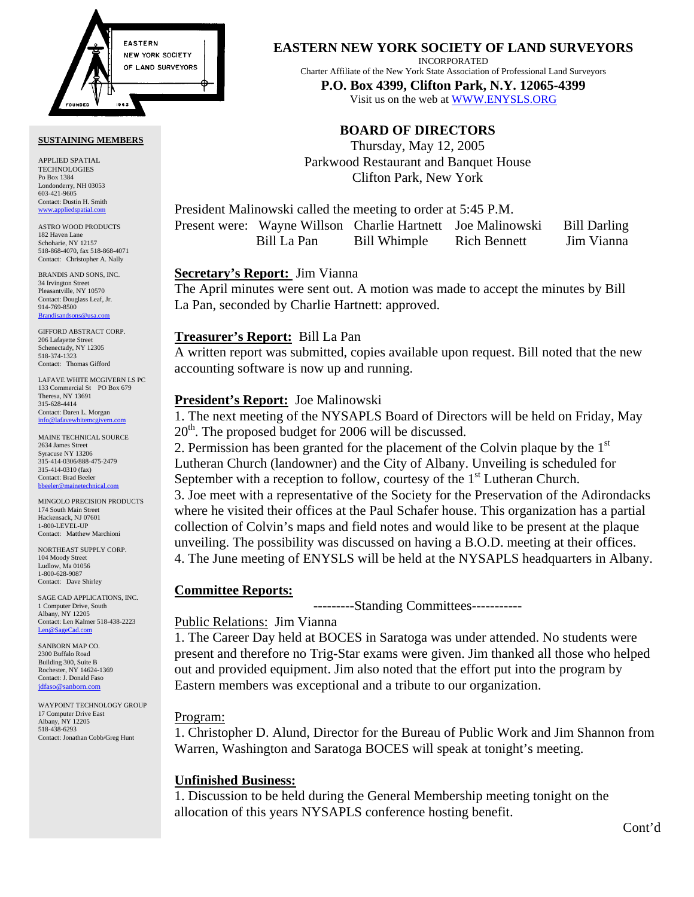# EASTERN NEW YORK SOCIETY OF LAND SURVEYORS

INCORPORATED

Charter Affiliate of the New York State Association of Professional Land Surveyors

**P.O. Box 4399, Clifton Park, N.Y. 12065-4399**

Visit us on the web at WWW.ENYSLS.ORG

## BOARD OF DIRECTORS

Thursday, May 12, 2005
Parkwood Restaurant and Banquet House
Clifton Park, New York

President Malinowski called the meeting to order at 5:45 P.M.

Present were: Wayne Willson, Charlie Hartnett, Joe Malinowski, Bill Darling, Bill La Pan, Bill Whimple, Rich Bennett, Jim Vianna

**Secretary's Report:** Jim Vianna

The April minutes were sent out. A motion was made to accept the minutes by Bill La Pan, seconded by Charlie Hartnett: approved.

**Treasurer's Report:** Bill La Pan

A written report was submitted, copies available upon request. Bill noted that the new accounting software is now up and running.

**President's Report:** Joe Malinowski

1. The next meeting of the NYSAPLS Board of Directors will be held on Friday, May 20th. The proposed budget for 2006 will be discussed.
2. Permission has been granted for the placement of the Colvin plaque by the 1st Lutheran Church (landowner) and the City of Albany. Unveiling is scheduled for September with a reception to follow, courtesy of the 1st Lutheran Church.
3. Joe meet with a representative of the Society for the Preservation of the Adirondacks where he visited their offices at the Paul Schafer house. This organization has a partial collection of Colvin's maps and field notes and would like to be present at the plaque unveiling. The possibility was discussed on having a B.O.D. meeting at their offices.
4. The June meeting of ENYSLS will be held at the NYSAPLS headquarters in Albany.

**Committee Reports:**

---------Standing Committees-----------

Public Relations: Jim Vianna

1. The Career Day held at BOCES in Saratoga was under attended. No students were present and therefore no Trig-Star exams were given. Jim thanked all those who helped out and provided equipment. Jim also noted that the effort put into the program by Eastern members was exceptional and a tribute to our organization.

Program:

1. Christopher D. Alund, Director for the Bureau of Public Work and Jim Shannon from Warren, Washington and Saratoga BOCES will speak at tonight's meeting.

**Unfinished Business:**

1. Discussion to be held during the General Membership meeting tonight on the allocation of this years NYSAPLS conference hosting benefit.

Cont'd

---

**SUSTAINING MEMBERS**

APPLIED SPATIAL TECHNOLOGIES
Po Box 1384
Londonderry, NH 03053
603-421-9605
Contact: Dustin H. Smith
www.appliedspatial.com

ASTRO WOOD PRODUCTS
182 Haven Lane
Schoharie, NY 12157
518-868-4070, fax 518-868-4071
Contact: Christopher A. Nally

BRANDIS AND SONS, INC.
34 Irvington Street
Pleasantville, NY 10570
Contact: Douglass Leaf, Jr.
914-769-8500
Brandisandsons@usa.com

GIFFORD ABSTRACT CORP.
206 Lafayette Street
Schenectady, NY 12305
518-374-1323
Contact: Thomas Gifford

LAFAVE WHITE MCGIVERN LS PC
133 Commercial St PO Box 679
Theresa, NY 13691
315-628-4414
Contact: Daren L. Morgan
info@lafavewhitemcgivern.com

MAINE TECHNICAL SOURCE
2634 James Street
Syracuse NY 13206
315-414-0306/888-475-2479
315-414-0310 (fax)
Contact: Brad Beeler
bbeeler@mainetechnical.com

MINGOLO PRECISION PRODUCTS
174 South Main Street
Hackensack, NJ 07601
1-800-LEVEL-UP
Contact: Matthew Marchioni

NORTHEAST SUPPLY CORP.
104 Moody Street
Ludlow, Ma 01056
1-800-628-9087
Contact: Dave Shirley

SAGE CAD APPLICATIONS, INC.
1 Computer Drive, South
Albany, NY 12205
Contact: Len Kalmer 518-438-2223
Len@SageCad.com

SANBORN MAP CO.
2300 Buffalo Road
Building 300, Suite B
Rochester, NY 14624-1369
Contact: J. Donald Faso
jdfaso@sanborn.com

WAYPOINT TECHNOLOGY GROUP
17 Computer Drive East
Albany, NY 12205
518-438-6293
Contact: Jonathan Cobb/Greg Hunt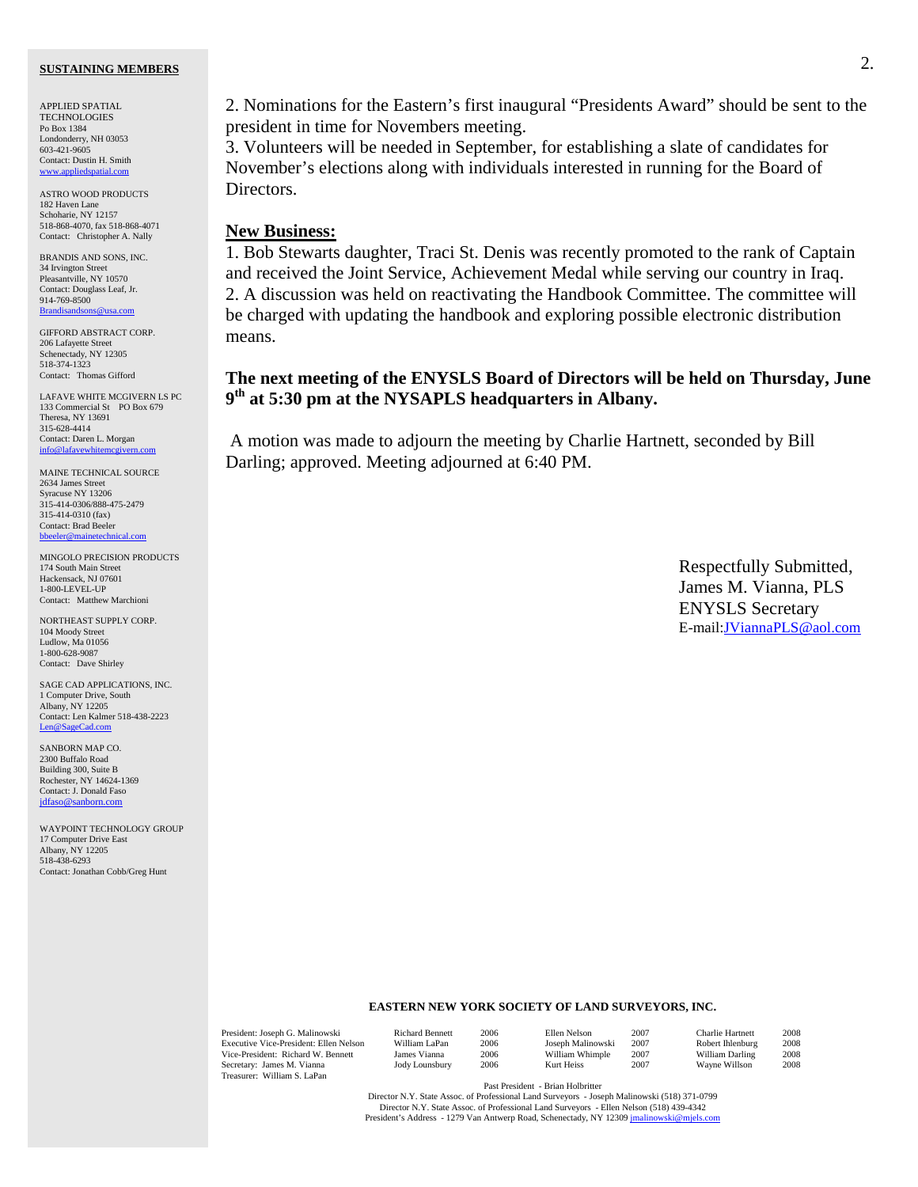2. Nominations for the Eastern's first inaugural "Presidents Award" should be sent to the president in time for Novembers meeting.
3. Volunteers will be needed in September, for establishing a slate of candidates for November's elections along with individuals interested in running for the Board of Directors.

## New Business:

1. Bob Stewarts daughter, Traci St. Denis was recently promoted to the rank of Captain and received the Joint Service, Achievement Medal while serving our country in Iraq.
2. A discussion was held on reactivating the Handbook Committee. The committee will be charged with updating the handbook and exploring possible electronic distribution means.

**The next meeting of the ENYSLS Board of Directors will be held on Thursday, June 9th at 5:30 pm at the NYSAPLS headquarters in Albany.**

A motion was made to adjourn the meeting by Charlie Hartnett, seconded by Bill Darling; approved. Meeting adjourned at 6:40 PM.

Respectfully Submitted,
James M. Vianna, PLS
ENYSLS Secretary
E-mail:JViannaPLS@aol.com

**SUSTAINING MEMBERS**

APPLIED SPATIAL TECHNOLOGIES
Po Box 1384
Londonderry, NH 03053
603-421-9605
Contact: Dustin H. Smith
www.appliedspatial.com

ASTRO WOOD PRODUCTS
182 Haven Lane
Schoharie, NY 12157
518-868-4070, fax 518-868-4071
Contact: Christopher A. Nally

BRANDIS AND SONS, INC.
34 Irvington Street
Pleasantville, NY 10570
Contact: Douglass Leaf, Jr.
914-769-8500
Brandisandsons@usa.com

GIFFORD ABSTRACT CORP.
206 Lafayette Street
Schenectady, NY 12305
518-374-1323
Contact: Thomas Gifford

LAFAVE WHITE MCGIVERN LS PC
133 Commercial St PO Box 679
Theresa, NY 13691
315-628-4414
Contact: Daren L. Morgan
info@lafavewhitemcgivern.com

MAINE TECHNICAL SOURCE
2634 James Street
Syracuse NY 13206
315-414-0306/888-475-2479
315-414-0310 (fax)
Contact: Brad Beeler
bbeeler@mainetechnical.com

MINGOLO PRECISION PRODUCTS
174 South Main Street
Hackensack, NJ 07601
1-800-LEVEL-UP
Contact: Matthew Marchioni

NORTHEAST SUPPLY CORP.
104 Moody Street
Ludlow, Ma 01056
1-800-628-9087
Contact: Dave Shirley

SAGE CAD APPLICATIONS, INC.
1 Computer Drive, South
Albany, NY 12205
Contact: Len Kalmer 518-438-2223
Len@SageCad.com

SANBORN MAP CO.
2300 Buffalo Road
Building 300, Suite B
Rochester, NY 14624-1369
Contact: J. Donald Faso
jdfaso@sanborn.com

WAYPOINT TECHNOLOGY GROUP
17 Computer Drive East
Albany, NY 12205
518-438-6293
Contact: Jonathan Cobb/Greg Hunt

**EASTERN NEW YORK SOCIETY OF LAND SURVEYORS, INC.**

| | | | | | | |
|---|---|---|---|---|---|---|
| President: Joseph G. Malinowski | Richard Bennett | 2006 | Ellen Nelson | 2007 | Charlie Hartnett | 2008 |
| Executive Vice-President: Ellen Nelson | William LaPan | 2006 | Joseph Malinowski | 2007 | Robert Ihlenburg | 2008 |
| Vice-President: Richard W. Bennett | James Vianna | 2006 | William Whimple | 2007 | William Darling | 2008 |
| Secretary: James M. Vianna | Jody Lounsbury | 2006 | Kurt Heiss | 2007 | Wayne Willson | 2008 |
| Treasurer: William S. LaPan | | | | | | |

Past President - Brian Holbritter
Director N.Y. State Assoc. of Professional Land Surveyors - Joseph Malinowski (518) 371-0799
Director N.Y. State Assoc. of Professional Land Surveyors - Ellen Nelson (518) 439-4342
President's Address - 1279 Van Antwerp Road, Schenectady, NY 12309 jmalinowski@mjels.com